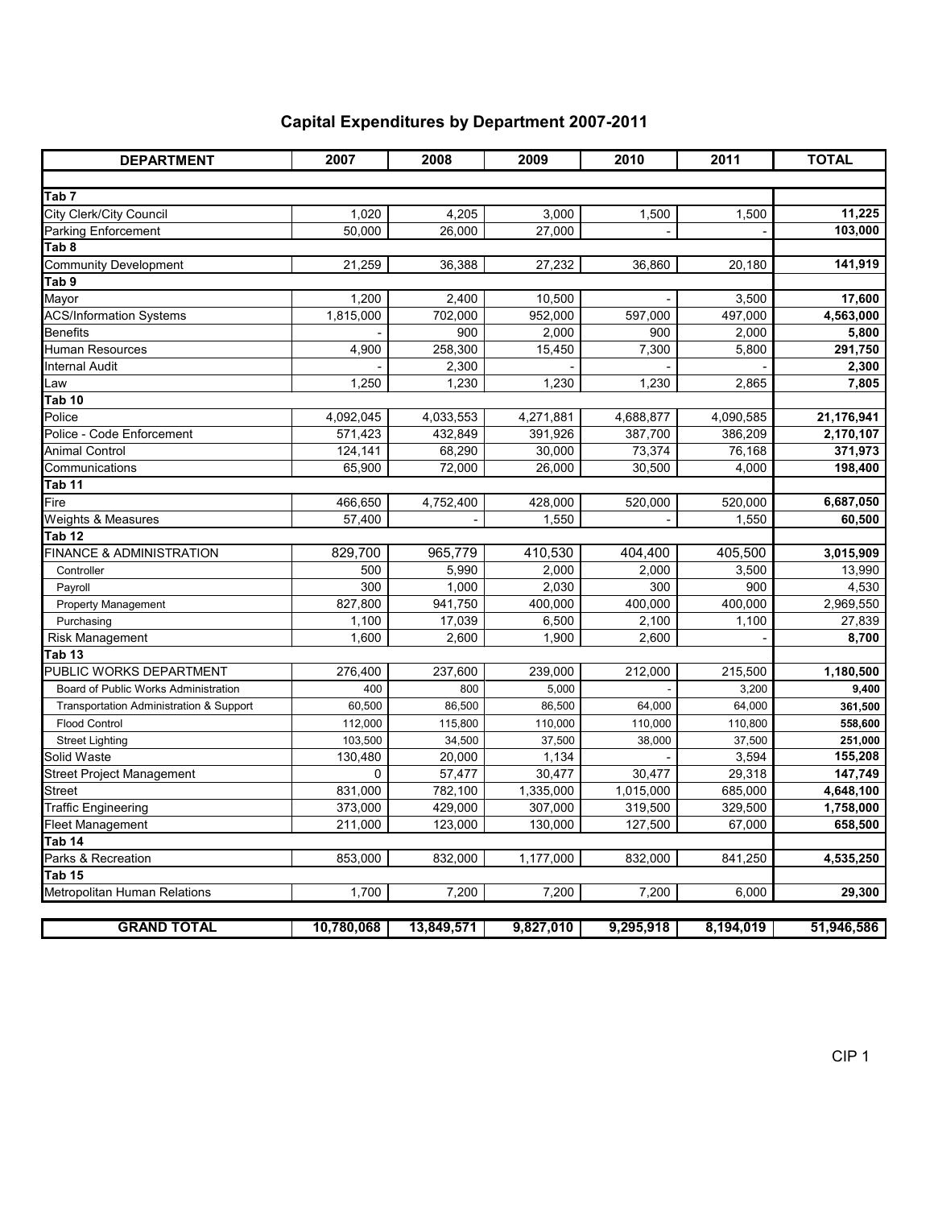# Capital Expenditures by Department 2007-2011

| DEPARTMENT | 2007 | 2008 | 2009 | 2010 | 2011 | TOTAL |
|---|---|---|---|---|---|---|
| **Tab 7** | | | | | | |
| City Clerk/City Council | 1,020 | 4,205 | 3,000 | 1,500 | 1,500 | **11,225** |
| Parking Enforcement | 50,000 | 26,000 | 27,000 | - | - | **103,000** |
| **Tab 8** | | | | | | |
| Community Development | 21,259 | 36,388 | 27,232 | 36,860 | 20,180 | **141,919** |
| **Tab 9** | | | | | | |
| Mayor | 1,200 | 2,400 | 10,500 | - | 3,500 | **17,600** |
| ACS/Information Systems | 1,815,000 | 702,000 | 952,000 | 597,000 | 497,000 | **4,563,000** |
| Benefits | - | 900 | 2,000 | 900 | 2,000 | **5,800** |
| Human Resources | 4,900 | 258,300 | 15,450 | 7,300 | 5,800 | **291,750** |
| Internal Audit | - | 2,300 | - | - | - | **2,300** |
| Law | 1,250 | 1,230 | 1,230 | 1,230 | 2,865 | **7,805** |
| **Tab 10** | | | | | | |
| Police | 4,092,045 | 4,033,553 | 4,271,881 | 4,688,877 | 4,090,585 | **21,176,941** |
| Police - Code Enforcement | 571,423 | 432,849 | 391,926 | 387,700 | 386,209 | **2,170,107** |
| Animal Control | 124,141 | 68,290 | 30,000 | 73,374 | 76,168 | **371,973** |
| Communications | 65,900 | 72,000 | 26,000 | 30,500 | 4,000 | **198,400** |
| **Tab 11** | | | | | | |
| Fire | 466,650 | 4,752,400 | 428,000 | 520,000 | 520,000 | **6,687,050** |
| Weights & Measures | 57,400 | - | 1,550 | - | 1,550 | **60,500** |
| **Tab 12** | | | | | | |
| FINANCE & ADMINISTRATION | 829,700 | 965,779 | 410,530 | 404,400 | 405,500 | **3,015,909** |
| Controller | 500 | 5,990 | 2,000 | 2,000 | 3,500 | 13,990 |
| Payroll | 300 | 1,000 | 2,030 | 300 | 900 | 4,530 |
| Property Management | 827,800 | 941,750 | 400,000 | 400,000 | 400,000 | 2,969,550 |
| Purchasing | 1,100 | 17,039 | 6,500 | 2,100 | 1,100 | 27,839 |
| Risk Management | 1,600 | 2,600 | 1,900 | 2,600 | - | **8,700** |
| **Tab 13** | | | | | | |
| PUBLIC WORKS DEPARTMENT | 276,400 | 237,600 | 239,000 | 212,000 | 215,500 | **1,180,500** |
| Board of Public Works Administration | 400 | 800 | 5,000 | - | 3,200 | **9,400** |
| Transportation Administration & Support | 60,500 | 86,500 | 86,500 | 64,000 | 64,000 | **361,500** |
| Flood Control | 112,000 | 115,800 | 110,000 | 110,000 | 110,800 | **558,600** |
| Street Lighting | 103,500 | 34,500 | 37,500 | 38,000 | 37,500 | **251,000** |
| Solid Waste | 130,480 | 20,000 | 1,134 | - | 3,594 | **155,208** |
| Street Project Management | 0 | 57,477 | 30,477 | 30,477 | 29,318 | **147,749** |
| Street | 831,000 | 782,100 | 1,335,000 | 1,015,000 | 685,000 | **4,648,100** |
| Traffic Engineering | 373,000 | 429,000 | 307,000 | 319,500 | 329,500 | **1,758,000** |
| Fleet Management | 211,000 | 123,000 | 130,000 | 127,500 | 67,000 | **658,500** |
| **Tab 14** | | | | | | |
| Parks & Recreation | 853,000 | 832,000 | 1,177,000 | 832,000 | 841,250 | **4,535,250** |
| **Tab 15** | | | | | | |
| Metropolitan Human Relations | 1,700 | 7,200 | 7,200 | 7,200 | 6,000 | **29,300** |
| **GRAND TOTAL** | **10,780,068** | **13,849,571** | **9,827,010** | **9,295,918** | **8,194,019** | **51,946,586** |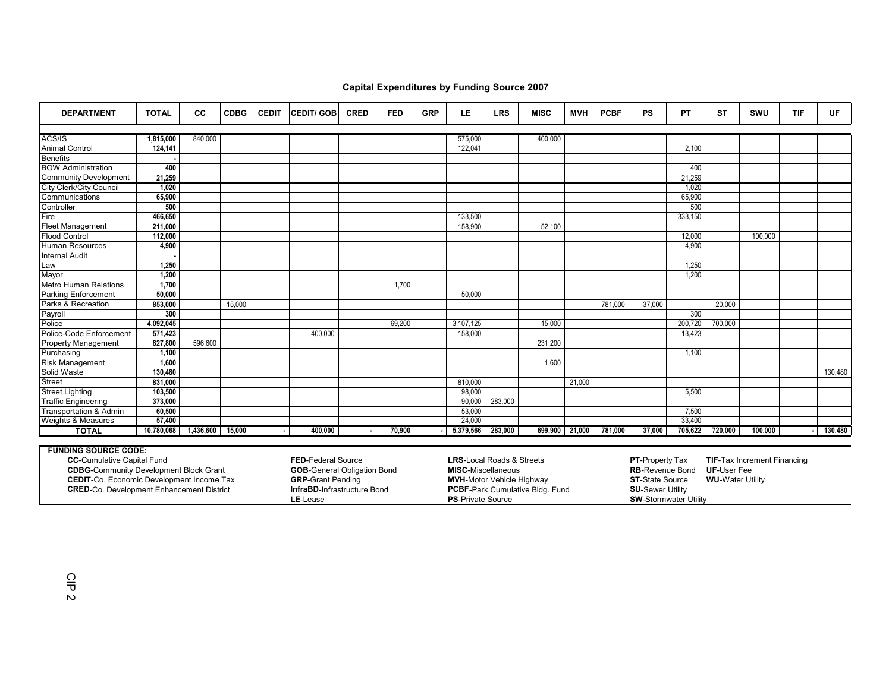## Capital Expenditures by Funding Source 2007

| DEPARTMENT | TOTAL | CC | CDBG | CEDIT | CEDIT/ GOB | CRED | FED | GRP | LE | LRS | MISC | MVH | PCBF | PS | PT | ST | SWU | TIF | UF |
|---|---|---|---|---|---|---|---|---|---|---|---|---|---|---|---|---|---|---|---|
| ACS/IS | 1,815,000 | 840,000 | | | | | | | 575,000 | | 400,000 | | | | | | | | |
| Animal Control | 124,141 | | | | | | | | 122,041 | | | | | | 2,100 | | | | |
| Benefits | - | | | | | | | | | | | | | | | | | | |
| BOW Administration | 400 | | | | | | | | | | | | | | 400 | | | | |
| Community Development | 21,259 | | | | | | | | | | | | | | 21,259 | | | | |
| City Clerk/City Council | 1,020 | | | | | | | | | | | | | | 1,020 | | | | |
| Communications | 65,900 | | | | | | | | | | | | | | 65,900 | | | | |
| Controller | 500 | | | | | | | | | | | | | | 500 | | | | |
| Fire | 466,650 | | | | | | | | 133,500 | | | | | | 333,150 | | | | |
| Fleet Management | 211,000 | | | | | | | | 158,900 | | 52,100 | | | | | | | | |
| Flood Control | 112,000 | | | | | | | | | | | | | | 12,000 | | 100,000 | | |
| Human Resources | 4,900 | | | | | | | | | | | | | | 4,900 | | | | |
| Internal Audit | - | | | | | | | | | | | | | | | | | | |
| Law | 1,250 | | | | | | | | | | | | | | 1,250 | | | | |
| Mayor | 1,200 | | | | | | | | | | | | | | 1,200 | | | | |
| Metro Human Relations | 1,700 | | | | | | 1,700 | | | | | | | | | | | | |
| Parking Enforcement | 50,000 | | | | | | | | 50,000 | | | | | | | | | | |
| Parks & Recreation | 853,000 | | 15,000 | | | | | | | | | | 781,000 | 37,000 | | 20,000 | | | |
| Payroll | 300 | | | | | | | | | | | | | | 300 | | | | |
| Police | 4,092,045 | | | | | | 69,200 | | 3,107,125 | | 15,000 | | | | 200,720 | 700,000 | | | |
| Police-Code Enforcement | 571,423 | | | | 400,000 | | | | 158,000 | | | | | | 13,423 | | | | |
| Property Management | 827,800 | 596,600 | | | | | | | | | 231,200 | | | | | | | | |
| Purchasing | 1,100 | | | | | | | | | | | | | | 1,100 | | | | |
| Risk Management | 1,600 | | | | | | | | | | 1,600 | | | | | | | | |
| Solid Waste | 130,480 | | | | | | | | | | | | | | | | | | 130,480 |
| Street | 831,000 | | | | | | | | 810,000 | | | 21,000 | | | | | | | |
| Street Lighting | 103,500 | | | | | | | | 98,000 | | | | | | 5,500 | | | | |
| Traffic Engineering | 373,000 | | | | | | | | 90,000 | 283,000 | | | | | | | | | |
| Transportation & Admin | 60,500 | | | | | | | | 53,000 | | | | | | 7,500 | | | | |
| Weights & Measures | 57,400 | | | | | | | | 24,000 | | | | | | 33,400 | | | | |
| **TOTAL** | **10,780,068** | **1,436,600** | **15,000** | **-** | **400,000** | **-** | **70,900** | **-** | **5,379,566** | **283,000** | **699,900** | **21,000** | **781,000** | **37,000** | **705,622** | **720,000** | **100,000** | **-** | **130,480** |

**FUNDING SOURCE CODE:**

- **CC**-Cumulative Capital Fund
- **CDBG**-Community Development Block Grant
- **CEDIT**-Co. Economic Development Income Tax
- **CRED**-Co. Development Enhancement District
- **FED**-Federal Source
- **GOB**-General Obligation Bond
- **GRP**-Grant Pending
- **InfraBD**-Infrastructure Bond
- **LE**-Lease
- **LRS**-Local Roads & Streets
- **MISC**-Miscellaneous
- **MVH**-Motor Vehicle Highway
- **PCBF**-Park Cumulative Bldg. Fund
- **PS**-Private Source
- **PT**-Property Tax
- **RB**-Revenue Bond
- **ST**-State Source
- **SU**-Sewer Utility
- **SW**-Stormwater Utility
- **TIF**-Tax Increment Financing
- **UF**-User Fee
- **WU**-Water Utility